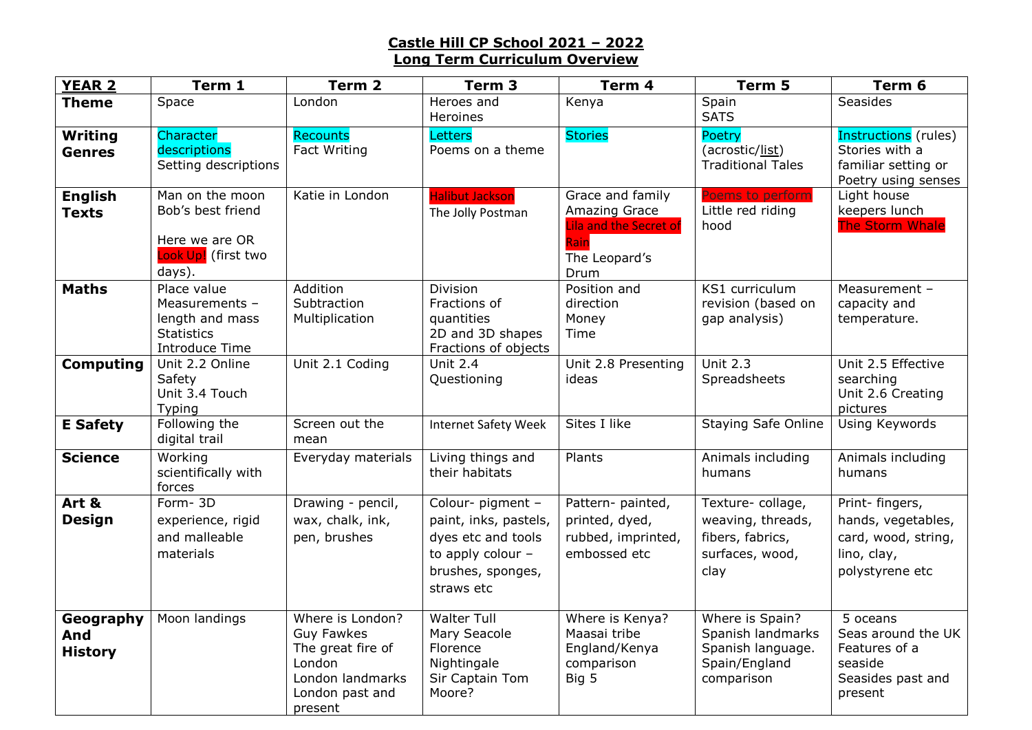# Castle Hill CP School 2021 – 2022
## Long Term Curriculum Overview

| YEAR 2 | Term 1 | Term 2 | Term 3 | Term 4 | Term 5 | Term 6 |
|---|---|---|---|---|---|---|
| **Theme** | Space | London | Heroes and Heroines | Kenya | Spain<br>SATS | Seasides |
| **Writing Genres** | Character descriptions<br>Setting descriptions | Recounts<br>Fact Writing | Letters<br>Poems on a theme | Stories | Poetry (acrostic/list)<br>Traditional Tales | Instructions (rules)<br>Stories with a familiar setting or Poetry using senses |
| **English Texts** | Man on the moon<br>Bob's best friend<br><br>Here we are OR Look Up! (first two days). | Katie in London | Halibut Jackson<br>The Jolly Postman | Grace and family<br>Amazing Grace<br>Lila and the Secret of Rain<br>The Leopard's Drum | Poems to perform<br>Little red riding hood | Light house keepers lunch<br>The Storm Whale |
| **Maths** | Place value<br>Measurements – length and mass<br>Statistics<br>Introduce Time | Addition<br>Subtraction<br>Multiplication | Division<br>Fractions of quantities<br>2D and 3D shapes<br>Fractions of objects | Position and direction<br>Money<br>Time | KS1 curriculum revision (based on gap analysis) | Measurement – capacity and temperature. |
| **Computing** | Unit 2.2 Online Safety<br>Unit 3.4 Touch Typing | Unit 2.1 Coding | Unit 2.4 Questioning | Unit 2.8 Presenting ideas | Unit 2.3 Spreadsheets | Unit 2.5 Effective searching<br>Unit 2.6 Creating pictures |
| **E Safety** | Following the digital trail | Screen out the mean | Internet Safety Week | Sites I like | Staying Safe Online | Using Keywords |
| **Science** | Working scientifically with forces | Everyday materials | Living things and their habitats | Plants | Animals including humans | Animals including humans |
| **Art & Design** | Form- 3D experience, rigid and malleable materials | Drawing - pencil, wax, chalk, ink, pen, brushes | Colour- pigment – paint, inks, pastels, dyes etc and tools to apply colour – brushes, sponges, straws etc | Pattern- painted, printed, dyed, rubbed, imprinted, embossed etc | Texture- collage, weaving, threads, fibers, fabrics, surfaces, wood, clay | Print- fingers, hands, vegetables, card, wood, string, lino, clay, polystyrene etc |
| **Geography And History** | Moon landings | Where is London?<br>Guy Fawkes<br>The great fire of London<br>London landmarks<br>London past and present | Walter Tull<br>Mary Seacole<br>Florence Nightingale<br>Sir Captain Tom Moore? | Where is Kenya?<br>Maasai tribe<br>England/Kenya comparison<br>Big 5 | Where is Spain?<br>Spanish landmarks<br>Spanish language.<br>Spain/England comparison | 5 oceans<br>Seas around the UK<br>Features of a seaside<br>Seasides past and present |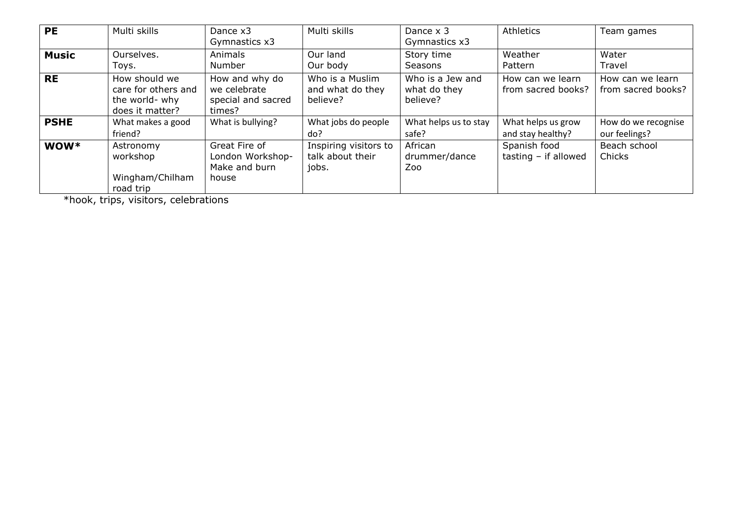| | | | | | | |
|---|---|---|---|---|---|---|
| **PE** | Multi skills | Dance x3 Gymnastics x3 | Multi skills | Dance x 3 Gymnastics x3 | Athletics | Team games |
| **Music** | Ourselves. Toys. | Animals Number | Our land Our body | Story time Seasons | Weather Pattern | Water Travel |
| **RE** | How should we care for others and the world- why does it matter? | How and why do we celebrate special and sacred times? | Who is a Muslim and what do they believe? | Who is a Jew and what do they believe? | How can we learn from sacred books? | How can we learn from sacred books? |
| **PSHE** | What makes a good friend? | What is bullying? | What jobs do people do? | What helps us to stay safe? | What helps us grow and stay healthy? | How do we recognise our feelings? |
| **WOW*** | Astronomy workshop<br><br>Wingham/Chilham road trip | Great Fire of London Workshop- Make and burn house | Inspiring visitors to talk about their jobs. | African drummer/dance Zoo | Spanish food tasting – if allowed | Beach school Chicks |

*hook, trips, visitors, celebrations